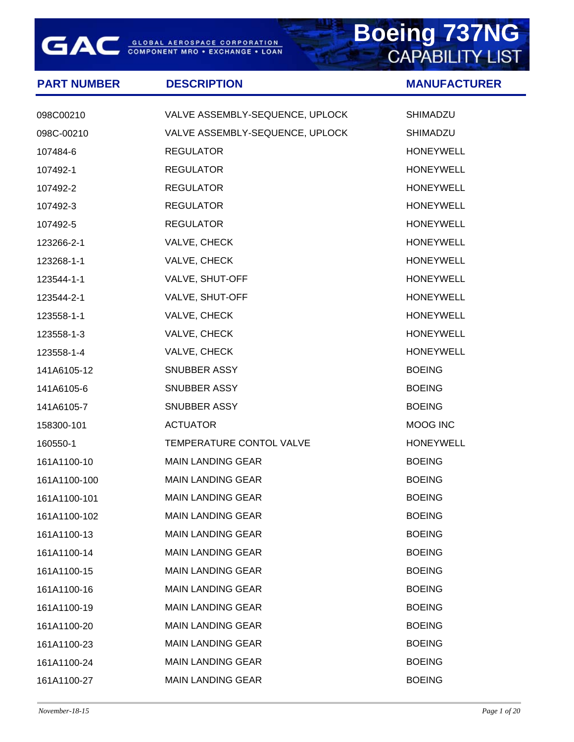# GAC GLOBAL AEROSPACE CORPORATION
COMPONENT MRO • EXCHANGE • LOAN

## Boeing 737NG CAPABILITY LIST

| PART NUMBER | DESCRIPTION | MANUFACTURER |
|---|---|---|
| 098C00210 | VALVE ASSEMBLY-SEQUENCE, UPLOCK | SHIMADZU |
| 098C-00210 | VALVE ASSEMBLY-SEQUENCE, UPLOCK | SHIMADZU |
| 107484-6 | REGULATOR | HONEYWELL |
| 107492-1 | REGULATOR | HONEYWELL |
| 107492-2 | REGULATOR | HONEYWELL |
| 107492-3 | REGULATOR | HONEYWELL |
| 107492-5 | REGULATOR | HONEYWELL |
| 123266-2-1 | VALVE, CHECK | HONEYWELL |
| 123268-1-1 | VALVE, CHECK | HONEYWELL |
| 123544-1-1 | VALVE, SHUT-OFF | HONEYWELL |
| 123544-2-1 | VALVE, SHUT-OFF | HONEYWELL |
| 123558-1-1 | VALVE, CHECK | HONEYWELL |
| 123558-1-3 | VALVE, CHECK | HONEYWELL |
| 123558-1-4 | VALVE, CHECK | HONEYWELL |
| 141A6105-12 | SNUBBER ASSY | BOEING |
| 141A6105-6 | SNUBBER ASSY | BOEING |
| 141A6105-7 | SNUBBER ASSY | BOEING |
| 158300-101 | ACTUATOR | MOOG INC |
| 160550-1 | TEMPERATURE CONTOL VALVE | HONEYWELL |
| 161A1100-10 | MAIN LANDING GEAR | BOEING |
| 161A1100-100 | MAIN LANDING GEAR | BOEING |
| 161A1100-101 | MAIN LANDING GEAR | BOEING |
| 161A1100-102 | MAIN LANDING GEAR | BOEING |
| 161A1100-13 | MAIN LANDING GEAR | BOEING |
| 161A1100-14 | MAIN LANDING GEAR | BOEING |
| 161A1100-15 | MAIN LANDING GEAR | BOEING |
| 161A1100-16 | MAIN LANDING GEAR | BOEING |
| 161A1100-19 | MAIN LANDING GEAR | BOEING |
| 161A1100-20 | MAIN LANDING GEAR | BOEING |
| 161A1100-23 | MAIN LANDING GEAR | BOEING |
| 161A1100-24 | MAIN LANDING GEAR | BOEING |
| 161A1100-27 | MAIN LANDING GEAR | BOEING |

*November-18-15*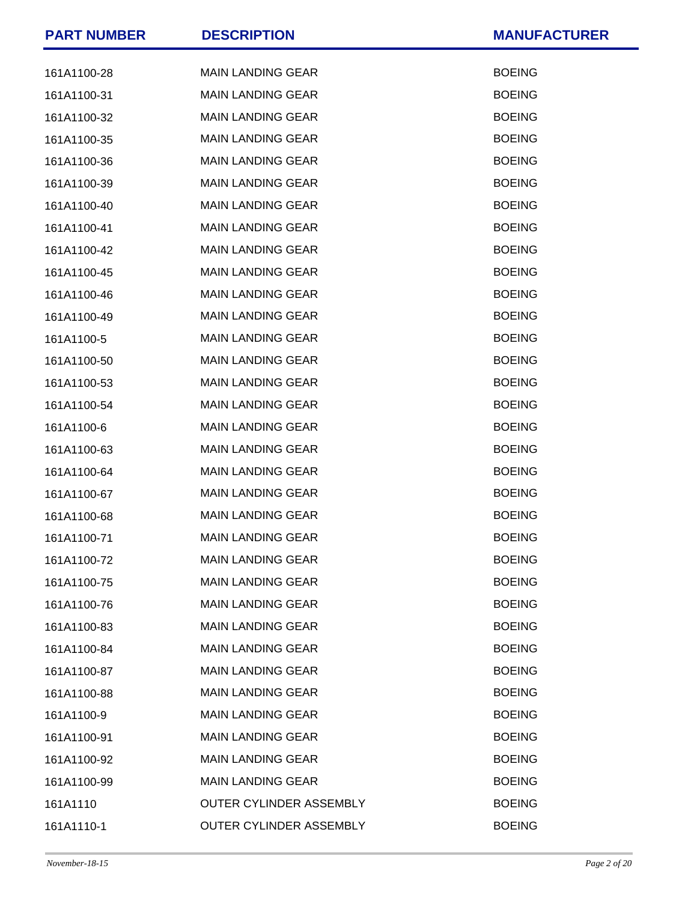| PART NUMBER | DESCRIPTION | MANUFACTURER |
| --- | --- | --- |
| 161A1100-28 | MAIN LANDING GEAR | BOEING |
| 161A1100-31 | MAIN LANDING GEAR | BOEING |
| 161A1100-32 | MAIN LANDING GEAR | BOEING |
| 161A1100-35 | MAIN LANDING GEAR | BOEING |
| 161A1100-36 | MAIN LANDING GEAR | BOEING |
| 161A1100-39 | MAIN LANDING GEAR | BOEING |
| 161A1100-40 | MAIN LANDING GEAR | BOEING |
| 161A1100-41 | MAIN LANDING GEAR | BOEING |
| 161A1100-42 | MAIN LANDING GEAR | BOEING |
| 161A1100-45 | MAIN LANDING GEAR | BOEING |
| 161A1100-46 | MAIN LANDING GEAR | BOEING |
| 161A1100-49 | MAIN LANDING GEAR | BOEING |
| 161A1100-5 | MAIN LANDING GEAR | BOEING |
| 161A1100-50 | MAIN LANDING GEAR | BOEING |
| 161A1100-53 | MAIN LANDING GEAR | BOEING |
| 161A1100-54 | MAIN LANDING GEAR | BOEING |
| 161A1100-6 | MAIN LANDING GEAR | BOEING |
| 161A1100-63 | MAIN LANDING GEAR | BOEING |
| 161A1100-64 | MAIN LANDING GEAR | BOEING |
| 161A1100-67 | MAIN LANDING GEAR | BOEING |
| 161A1100-68 | MAIN LANDING GEAR | BOEING |
| 161A1100-71 | MAIN LANDING GEAR | BOEING |
| 161A1100-72 | MAIN LANDING GEAR | BOEING |
| 161A1100-75 | MAIN LANDING GEAR | BOEING |
| 161A1100-76 | MAIN LANDING GEAR | BOEING |
| 161A1100-83 | MAIN LANDING GEAR | BOEING |
| 161A1100-84 | MAIN LANDING GEAR | BOEING |
| 161A1100-87 | MAIN LANDING GEAR | BOEING |
| 161A1100-88 | MAIN LANDING GEAR | BOEING |
| 161A1100-9 | MAIN LANDING GEAR | BOEING |
| 161A1100-91 | MAIN LANDING GEAR | BOEING |
| 161A1100-92 | MAIN LANDING GEAR | BOEING |
| 161A1100-99 | MAIN LANDING GEAR | BOEING |
| 161A1110 | OUTER CYLINDER ASSEMBLY | BOEING |
| 161A1110-1 | OUTER CYLINDER ASSEMBLY | BOEING |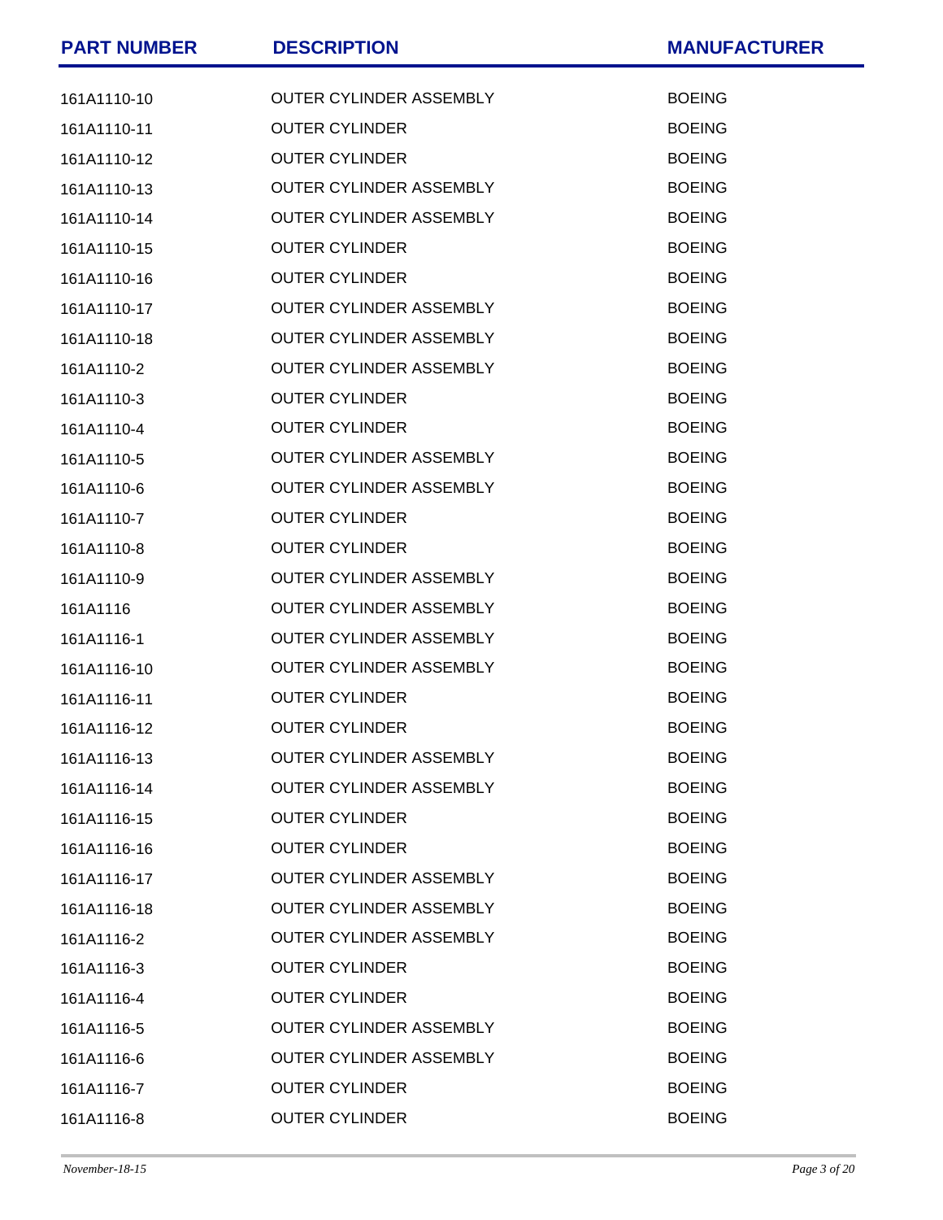| PART NUMBER | DESCRIPTION | MANUFACTURER |
|---|---|---|
| 161A1110-10 | OUTER CYLINDER ASSEMBLY | BOEING |
| 161A1110-11 | OUTER CYLINDER | BOEING |
| 161A1110-12 | OUTER CYLINDER | BOEING |
| 161A1110-13 | OUTER CYLINDER ASSEMBLY | BOEING |
| 161A1110-14 | OUTER CYLINDER ASSEMBLY | BOEING |
| 161A1110-15 | OUTER CYLINDER | BOEING |
| 161A1110-16 | OUTER CYLINDER | BOEING |
| 161A1110-17 | OUTER CYLINDER ASSEMBLY | BOEING |
| 161A1110-18 | OUTER CYLINDER ASSEMBLY | BOEING |
| 161A1110-2 | OUTER CYLINDER ASSEMBLY | BOEING |
| 161A1110-3 | OUTER CYLINDER | BOEING |
| 161A1110-4 | OUTER CYLINDER | BOEING |
| 161A1110-5 | OUTER CYLINDER ASSEMBLY | BOEING |
| 161A1110-6 | OUTER CYLINDER ASSEMBLY | BOEING |
| 161A1110-7 | OUTER CYLINDER | BOEING |
| 161A1110-8 | OUTER CYLINDER | BOEING |
| 161A1110-9 | OUTER CYLINDER ASSEMBLY | BOEING |
| 161A1116 | OUTER CYLINDER ASSEMBLY | BOEING |
| 161A1116-1 | OUTER CYLINDER ASSEMBLY | BOEING |
| 161A1116-10 | OUTER CYLINDER ASSEMBLY | BOEING |
| 161A1116-11 | OUTER CYLINDER | BOEING |
| 161A1116-12 | OUTER CYLINDER | BOEING |
| 161A1116-13 | OUTER CYLINDER ASSEMBLY | BOEING |
| 161A1116-14 | OUTER CYLINDER ASSEMBLY | BOEING |
| 161A1116-15 | OUTER CYLINDER | BOEING |
| 161A1116-16 | OUTER CYLINDER | BOEING |
| 161A1116-17 | OUTER CYLINDER ASSEMBLY | BOEING |
| 161A1116-18 | OUTER CYLINDER ASSEMBLY | BOEING |
| 161A1116-2 | OUTER CYLINDER ASSEMBLY | BOEING |
| 161A1116-3 | OUTER CYLINDER | BOEING |
| 161A1116-4 | OUTER CYLINDER | BOEING |
| 161A1116-5 | OUTER CYLINDER ASSEMBLY | BOEING |
| 161A1116-6 | OUTER CYLINDER ASSEMBLY | BOEING |
| 161A1116-7 | OUTER CYLINDER | BOEING |
| 161A1116-8 | OUTER CYLINDER | BOEING |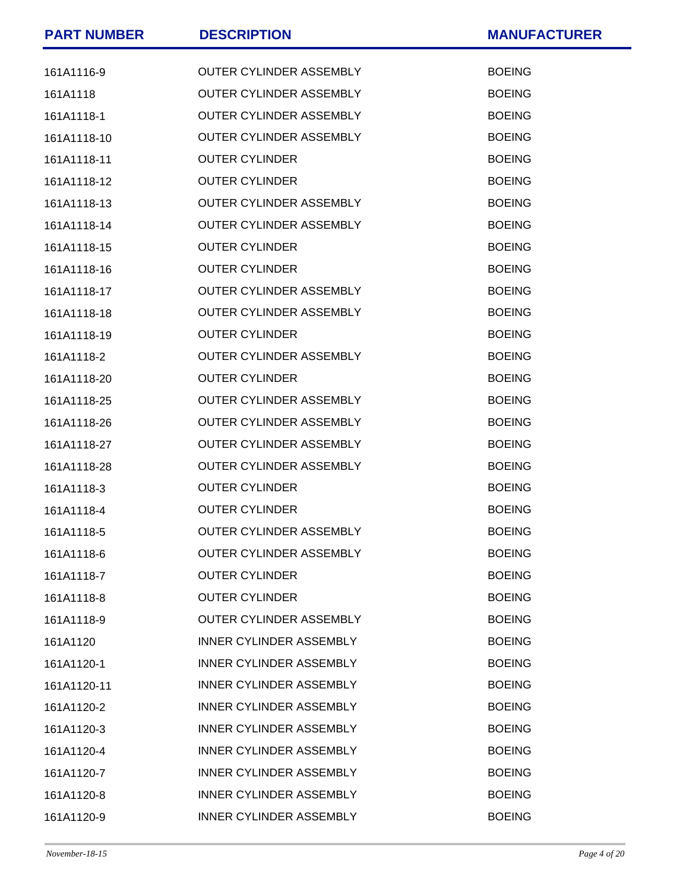| PART NUMBER | DESCRIPTION | MANUFACTURER |
| --- | --- | --- |
| 161A1116-9 | OUTER CYLINDER ASSEMBLY | BOEING |
| 161A1118 | OUTER CYLINDER ASSEMBLY | BOEING |
| 161A1118-1 | OUTER CYLINDER ASSEMBLY | BOEING |
| 161A1118-10 | OUTER CYLINDER ASSEMBLY | BOEING |
| 161A1118-11 | OUTER CYLINDER | BOEING |
| 161A1118-12 | OUTER CYLINDER | BOEING |
| 161A1118-13 | OUTER CYLINDER ASSEMBLY | BOEING |
| 161A1118-14 | OUTER CYLINDER ASSEMBLY | BOEING |
| 161A1118-15 | OUTER CYLINDER | BOEING |
| 161A1118-16 | OUTER CYLINDER | BOEING |
| 161A1118-17 | OUTER CYLINDER ASSEMBLY | BOEING |
| 161A1118-18 | OUTER CYLINDER ASSEMBLY | BOEING |
| 161A1118-19 | OUTER CYLINDER | BOEING |
| 161A1118-2 | OUTER CYLINDER ASSEMBLY | BOEING |
| 161A1118-20 | OUTER CYLINDER | BOEING |
| 161A1118-25 | OUTER CYLINDER ASSEMBLY | BOEING |
| 161A1118-26 | OUTER CYLINDER ASSEMBLY | BOEING |
| 161A1118-27 | OUTER CYLINDER ASSEMBLY | BOEING |
| 161A1118-28 | OUTER CYLINDER ASSEMBLY | BOEING |
| 161A1118-3 | OUTER CYLINDER | BOEING |
| 161A1118-4 | OUTER CYLINDER | BOEING |
| 161A1118-5 | OUTER CYLINDER ASSEMBLY | BOEING |
| 161A1118-6 | OUTER CYLINDER ASSEMBLY | BOEING |
| 161A1118-7 | OUTER CYLINDER | BOEING |
| 161A1118-8 | OUTER CYLINDER | BOEING |
| 161A1118-9 | OUTER CYLINDER ASSEMBLY | BOEING |
| 161A1120 | INNER CYLINDER ASSEMBLY | BOEING |
| 161A1120-1 | INNER CYLINDER ASSEMBLY | BOEING |
| 161A1120-11 | INNER CYLINDER ASSEMBLY | BOEING |
| 161A1120-2 | INNER CYLINDER ASSEMBLY | BOEING |
| 161A1120-3 | INNER CYLINDER ASSEMBLY | BOEING |
| 161A1120-4 | INNER CYLINDER ASSEMBLY | BOEING |
| 161A1120-7 | INNER CYLINDER ASSEMBLY | BOEING |
| 161A1120-8 | INNER CYLINDER ASSEMBLY | BOEING |
| 161A1120-9 | INNER CYLINDER ASSEMBLY | BOEING |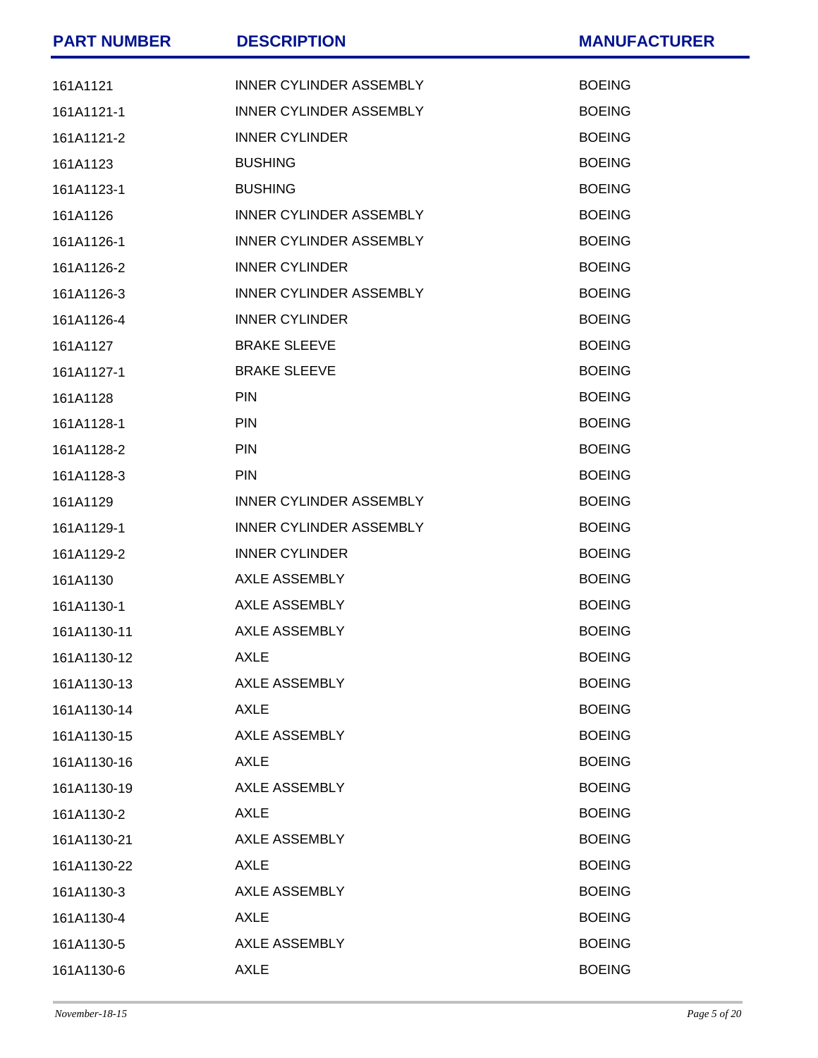| PART NUMBER | DESCRIPTION | MANUFACTURER |
| --- | --- | --- |
| 161A1121 | INNER CYLINDER ASSEMBLY | BOEING |
| 161A1121-1 | INNER CYLINDER ASSEMBLY | BOEING |
| 161A1121-2 | INNER CYLINDER | BOEING |
| 161A1123 | BUSHING | BOEING |
| 161A1123-1 | BUSHING | BOEING |
| 161A1126 | INNER CYLINDER ASSEMBLY | BOEING |
| 161A1126-1 | INNER CYLINDER ASSEMBLY | BOEING |
| 161A1126-2 | INNER CYLINDER | BOEING |
| 161A1126-3 | INNER CYLINDER ASSEMBLY | BOEING |
| 161A1126-4 | INNER CYLINDER | BOEING |
| 161A1127 | BRAKE SLEEVE | BOEING |
| 161A1127-1 | BRAKE SLEEVE | BOEING |
| 161A1128 | PIN | BOEING |
| 161A1128-1 | PIN | BOEING |
| 161A1128-2 | PIN | BOEING |
| 161A1128-3 | PIN | BOEING |
| 161A1129 | INNER CYLINDER ASSEMBLY | BOEING |
| 161A1129-1 | INNER CYLINDER ASSEMBLY | BOEING |
| 161A1129-2 | INNER CYLINDER | BOEING |
| 161A1130 | AXLE ASSEMBLY | BOEING |
| 161A1130-1 | AXLE ASSEMBLY | BOEING |
| 161A1130-11 | AXLE ASSEMBLY | BOEING |
| 161A1130-12 | AXLE | BOEING |
| 161A1130-13 | AXLE ASSEMBLY | BOEING |
| 161A1130-14 | AXLE | BOEING |
| 161A1130-15 | AXLE ASSEMBLY | BOEING |
| 161A1130-16 | AXLE | BOEING |
| 161A1130-19 | AXLE ASSEMBLY | BOEING |
| 161A1130-2 | AXLE | BOEING |
| 161A1130-21 | AXLE ASSEMBLY | BOEING |
| 161A1130-22 | AXLE | BOEING |
| 161A1130-3 | AXLE ASSEMBLY | BOEING |
| 161A1130-4 | AXLE | BOEING |
| 161A1130-5 | AXLE ASSEMBLY | BOEING |
| 161A1130-6 | AXLE | BOEING |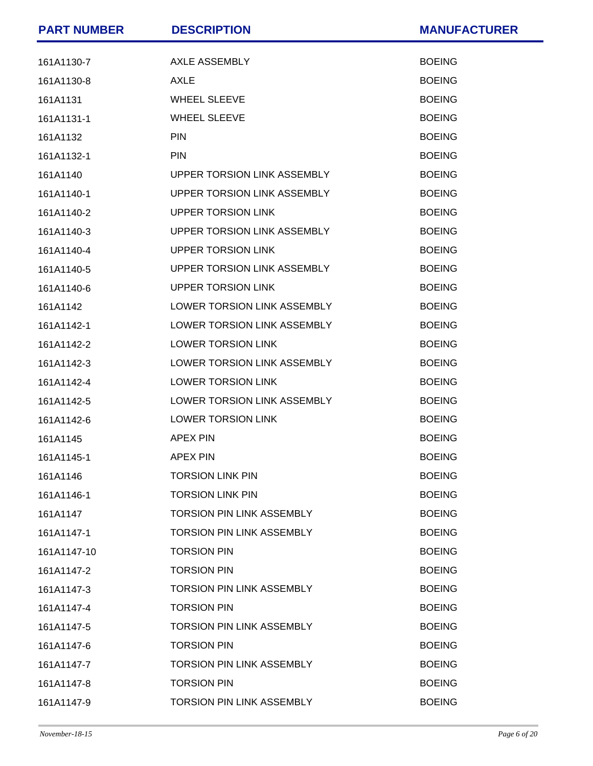| PART NUMBER | DESCRIPTION | MANUFACTURER |
|---|---|---|
| 161A1130-7 | AXLE ASSEMBLY | BOEING |
| 161A1130-8 | AXLE | BOEING |
| 161A1131 | WHEEL SLEEVE | BOEING |
| 161A1131-1 | WHEEL SLEEVE | BOEING |
| 161A1132 | PIN | BOEING |
| 161A1132-1 | PIN | BOEING |
| 161A1140 | UPPER TORSION LINK ASSEMBLY | BOEING |
| 161A1140-1 | UPPER TORSION LINK ASSEMBLY | BOEING |
| 161A1140-2 | UPPER TORSION LINK | BOEING |
| 161A1140-3 | UPPER TORSION LINK ASSEMBLY | BOEING |
| 161A1140-4 | UPPER TORSION LINK | BOEING |
| 161A1140-5 | UPPER TORSION LINK ASSEMBLY | BOEING |
| 161A1140-6 | UPPER TORSION LINK | BOEING |
| 161A1142 | LOWER TORSION LINK ASSEMBLY | BOEING |
| 161A1142-1 | LOWER TORSION LINK ASSEMBLY | BOEING |
| 161A1142-2 | LOWER TORSION LINK | BOEING |
| 161A1142-3 | LOWER TORSION LINK ASSEMBLY | BOEING |
| 161A1142-4 | LOWER TORSION LINK | BOEING |
| 161A1142-5 | LOWER TORSION LINK ASSEMBLY | BOEING |
| 161A1142-6 | LOWER TORSION LINK | BOEING |
| 161A1145 | APEX PIN | BOEING |
| 161A1145-1 | APEX PIN | BOEING |
| 161A1146 | TORSION LINK PIN | BOEING |
| 161A1146-1 | TORSION LINK PIN | BOEING |
| 161A1147 | TORSION PIN LINK ASSEMBLY | BOEING |
| 161A1147-1 | TORSION PIN LINK ASSEMBLY | BOEING |
| 161A1147-10 | TORSION PIN | BOEING |
| 161A1147-2 | TORSION PIN | BOEING |
| 161A1147-3 | TORSION PIN LINK ASSEMBLY | BOEING |
| 161A1147-4 | TORSION PIN | BOEING |
| 161A1147-5 | TORSION PIN LINK ASSEMBLY | BOEING |
| 161A1147-6 | TORSION PIN | BOEING |
| 161A1147-7 | TORSION PIN LINK ASSEMBLY | BOEING |
| 161A1147-8 | TORSION PIN | BOEING |
| 161A1147-9 | TORSION PIN LINK ASSEMBLY | BOEING |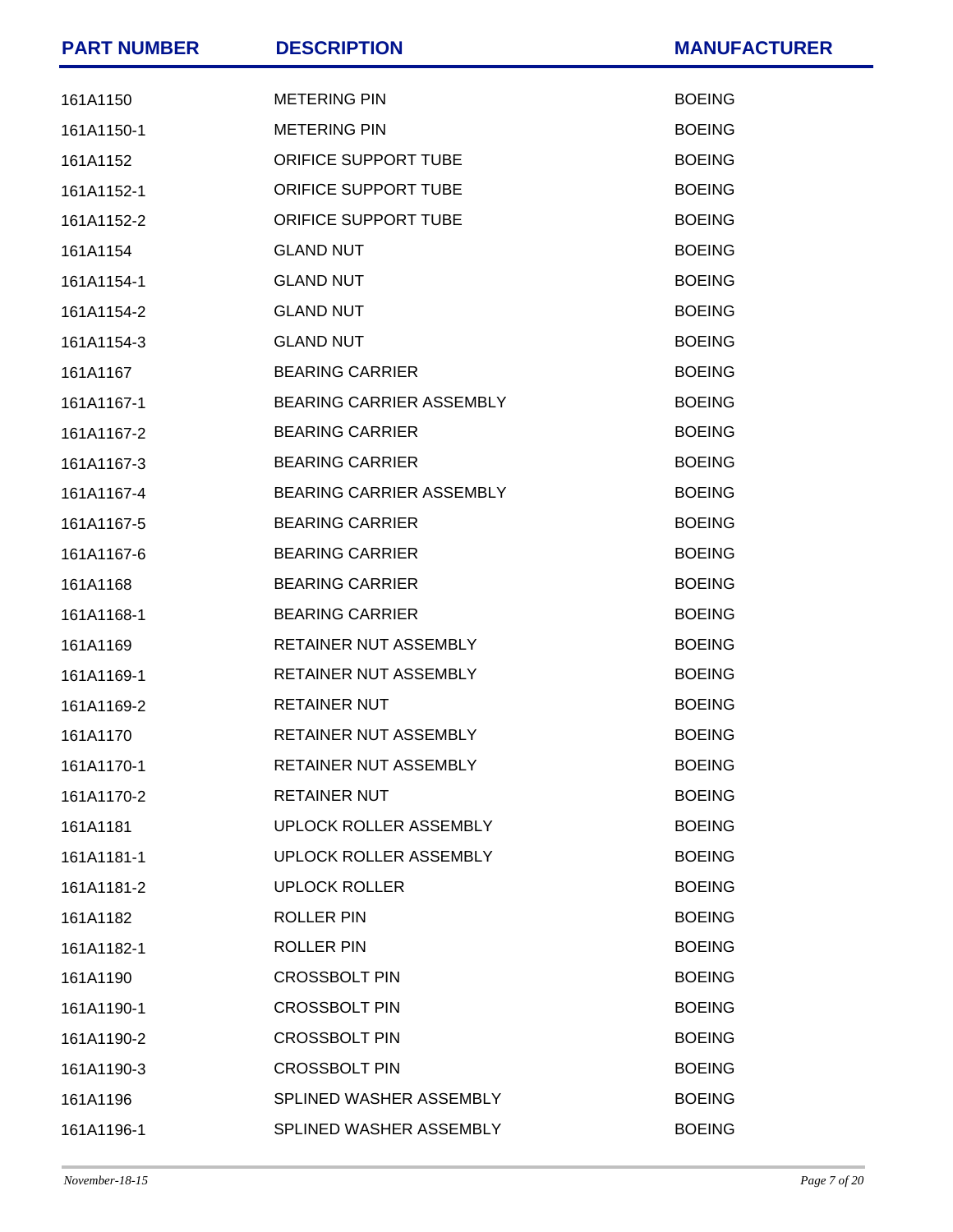| PART NUMBER | DESCRIPTION | MANUFACTURER |
|---|---|---|
| 161A1150 | METERING PIN | BOEING |
| 161A1150-1 | METERING PIN | BOEING |
| 161A1152 | ORIFICE SUPPORT TUBE | BOEING |
| 161A1152-1 | ORIFICE SUPPORT TUBE | BOEING |
| 161A1152-2 | ORIFICE SUPPORT TUBE | BOEING |
| 161A1154 | GLAND NUT | BOEING |
| 161A1154-1 | GLAND NUT | BOEING |
| 161A1154-2 | GLAND NUT | BOEING |
| 161A1154-3 | GLAND NUT | BOEING |
| 161A1167 | BEARING CARRIER | BOEING |
| 161A1167-1 | BEARING CARRIER ASSEMBLY | BOEING |
| 161A1167-2 | BEARING CARRIER | BOEING |
| 161A1167-3 | BEARING CARRIER | BOEING |
| 161A1167-4 | BEARING CARRIER ASSEMBLY | BOEING |
| 161A1167-5 | BEARING CARRIER | BOEING |
| 161A1167-6 | BEARING CARRIER | BOEING |
| 161A1168 | BEARING CARRIER | BOEING |
| 161A1168-1 | BEARING CARRIER | BOEING |
| 161A1169 | RETAINER NUT ASSEMBLY | BOEING |
| 161A1169-1 | RETAINER NUT ASSEMBLY | BOEING |
| 161A1169-2 | RETAINER NUT | BOEING |
| 161A1170 | RETAINER NUT ASSEMBLY | BOEING |
| 161A1170-1 | RETAINER NUT ASSEMBLY | BOEING |
| 161A1170-2 | RETAINER NUT | BOEING |
| 161A1181 | UPLOCK ROLLER ASSEMBLY | BOEING |
| 161A1181-1 | UPLOCK ROLLER ASSEMBLY | BOEING |
| 161A1181-2 | UPLOCK ROLLER | BOEING |
| 161A1182 | ROLLER PIN | BOEING |
| 161A1182-1 | ROLLER PIN | BOEING |
| 161A1190 | CROSSBOLT PIN | BOEING |
| 161A1190-1 | CROSSBOLT PIN | BOEING |
| 161A1190-2 | CROSSBOLT PIN | BOEING |
| 161A1190-3 | CROSSBOLT PIN | BOEING |
| 161A1196 | SPLINED WASHER ASSEMBLY | BOEING |
| 161A1196-1 | SPLINED WASHER ASSEMBLY | BOEING |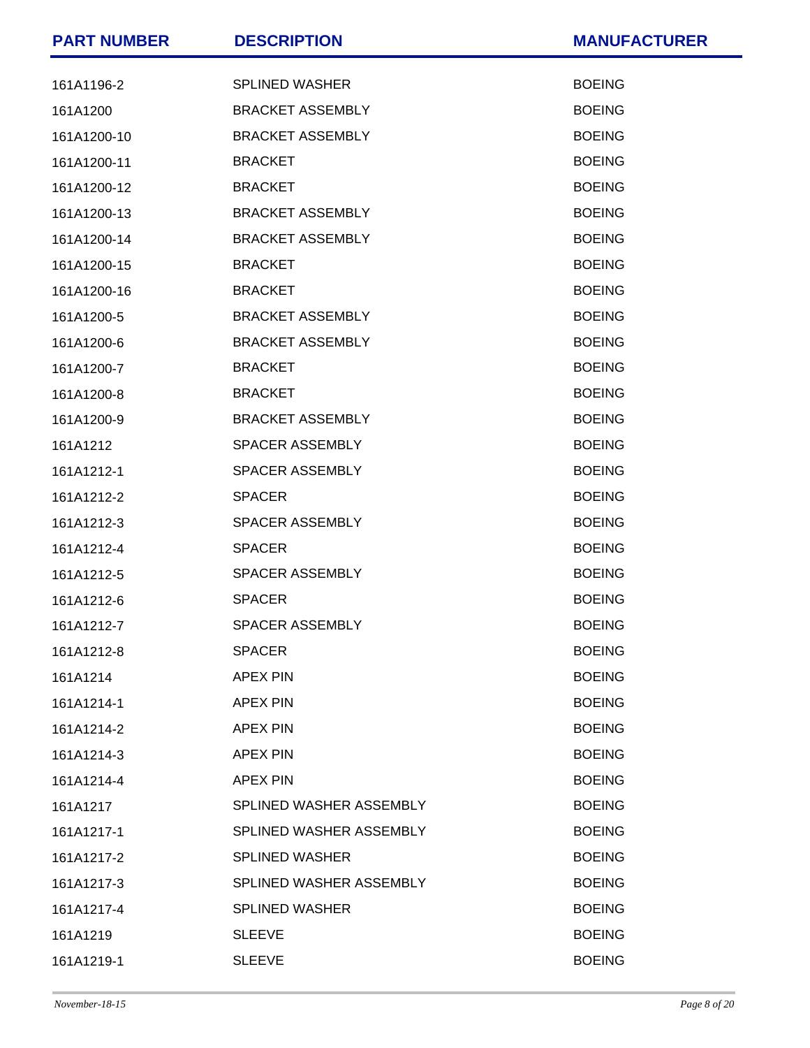| PART NUMBER | DESCRIPTION | MANUFACTURER |
|---|---|---|
| 161A1196-2 | SPLINED WASHER | BOEING |
| 161A1200 | BRACKET ASSEMBLY | BOEING |
| 161A1200-10 | BRACKET ASSEMBLY | BOEING |
| 161A1200-11 | BRACKET | BOEING |
| 161A1200-12 | BRACKET | BOEING |
| 161A1200-13 | BRACKET ASSEMBLY | BOEING |
| 161A1200-14 | BRACKET ASSEMBLY | BOEING |
| 161A1200-15 | BRACKET | BOEING |
| 161A1200-16 | BRACKET | BOEING |
| 161A1200-5 | BRACKET ASSEMBLY | BOEING |
| 161A1200-6 | BRACKET ASSEMBLY | BOEING |
| 161A1200-7 | BRACKET | BOEING |
| 161A1200-8 | BRACKET | BOEING |
| 161A1200-9 | BRACKET ASSEMBLY | BOEING |
| 161A1212 | SPACER ASSEMBLY | BOEING |
| 161A1212-1 | SPACER ASSEMBLY | BOEING |
| 161A1212-2 | SPACER | BOEING |
| 161A1212-3 | SPACER ASSEMBLY | BOEING |
| 161A1212-4 | SPACER | BOEING |
| 161A1212-5 | SPACER ASSEMBLY | BOEING |
| 161A1212-6 | SPACER | BOEING |
| 161A1212-7 | SPACER ASSEMBLY | BOEING |
| 161A1212-8 | SPACER | BOEING |
| 161A1214 | APEX PIN | BOEING |
| 161A1214-1 | APEX PIN | BOEING |
| 161A1214-2 | APEX PIN | BOEING |
| 161A1214-3 | APEX PIN | BOEING |
| 161A1214-4 | APEX PIN | BOEING |
| 161A1217 | SPLINED WASHER ASSEMBLY | BOEING |
| 161A1217-1 | SPLINED WASHER ASSEMBLY | BOEING |
| 161A1217-2 | SPLINED WASHER | BOEING |
| 161A1217-3 | SPLINED WASHER ASSEMBLY | BOEING |
| 161A1217-4 | SPLINED WASHER | BOEING |
| 161A1219 | SLEEVE | BOEING |
| 161A1219-1 | SLEEVE | BOEING |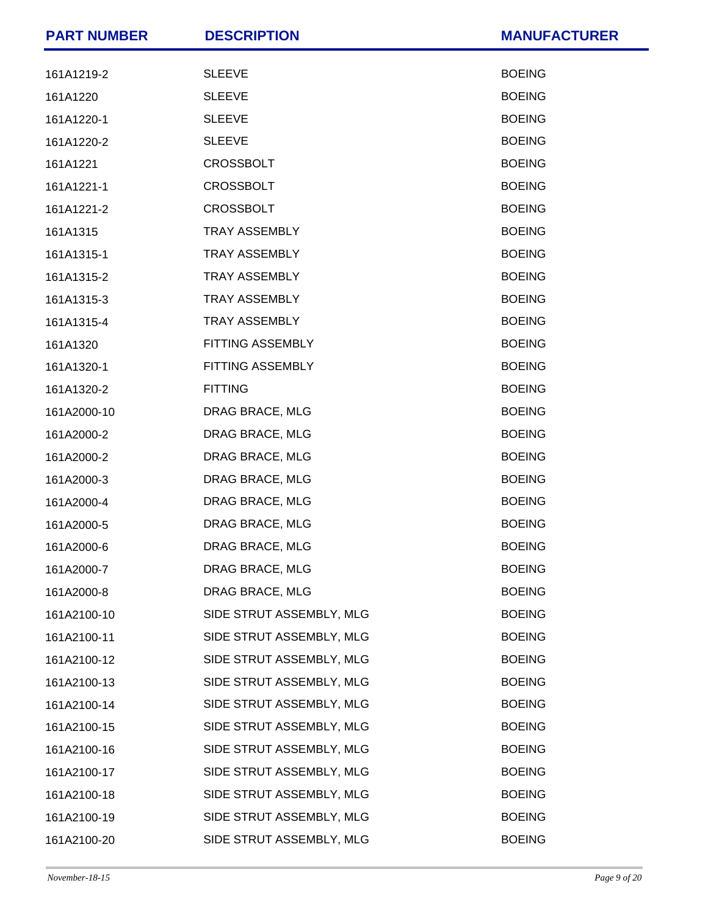| PART NUMBER | DESCRIPTION | MANUFACTURER |
| --- | --- | --- |
| 161A1219-2 | SLEEVE | BOEING |
| 161A1220 | SLEEVE | BOEING |
| 161A1220-1 | SLEEVE | BOEING |
| 161A1220-2 | SLEEVE | BOEING |
| 161A1221 | CROSSBOLT | BOEING |
| 161A1221-1 | CROSSBOLT | BOEING |
| 161A1221-2 | CROSSBOLT | BOEING |
| 161A1315 | TRAY ASSEMBLY | BOEING |
| 161A1315-1 | TRAY ASSEMBLY | BOEING |
| 161A1315-2 | TRAY ASSEMBLY | BOEING |
| 161A1315-3 | TRAY ASSEMBLY | BOEING |
| 161A1315-4 | TRAY ASSEMBLY | BOEING |
| 161A1320 | FITTING ASSEMBLY | BOEING |
| 161A1320-1 | FITTING ASSEMBLY | BOEING |
| 161A1320-2 | FITTING | BOEING |
| 161A2000-10 | DRAG BRACE, MLG | BOEING |
| 161A2000-2 | DRAG BRACE, MLG | BOEING |
| 161A2000-2 | DRAG BRACE, MLG | BOEING |
| 161A2000-3 | DRAG BRACE, MLG | BOEING |
| 161A2000-4 | DRAG BRACE, MLG | BOEING |
| 161A2000-5 | DRAG BRACE, MLG | BOEING |
| 161A2000-6 | DRAG BRACE, MLG | BOEING |
| 161A2000-7 | DRAG BRACE, MLG | BOEING |
| 161A2000-8 | DRAG BRACE, MLG | BOEING |
| 161A2100-10 | SIDE STRUT ASSEMBLY, MLG | BOEING |
| 161A2100-11 | SIDE STRUT ASSEMBLY, MLG | BOEING |
| 161A2100-12 | SIDE STRUT ASSEMBLY, MLG | BOEING |
| 161A2100-13 | SIDE STRUT ASSEMBLY, MLG | BOEING |
| 161A2100-14 | SIDE STRUT ASSEMBLY, MLG | BOEING |
| 161A2100-15 | SIDE STRUT ASSEMBLY, MLG | BOEING |
| 161A2100-16 | SIDE STRUT ASSEMBLY, MLG | BOEING |
| 161A2100-17 | SIDE STRUT ASSEMBLY, MLG | BOEING |
| 161A2100-18 | SIDE STRUT ASSEMBLY, MLG | BOEING |
| 161A2100-19 | SIDE STRUT ASSEMBLY, MLG | BOEING |
| 161A2100-20 | SIDE STRUT ASSEMBLY, MLG | BOEING |

*November-18-15*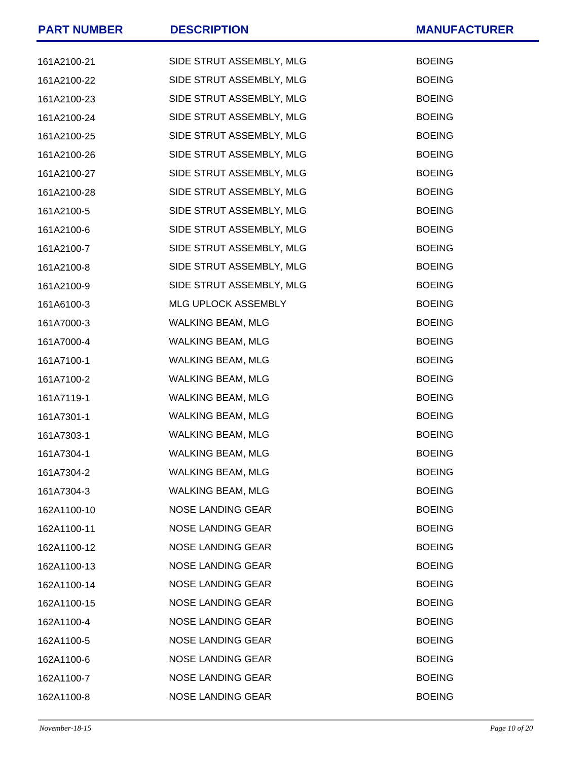| PART NUMBER | DESCRIPTION | MANUFACTURER |
|---|---|---|
| 161A2100-21 | SIDE STRUT ASSEMBLY, MLG | BOEING |
| 161A2100-22 | SIDE STRUT ASSEMBLY, MLG | BOEING |
| 161A2100-23 | SIDE STRUT ASSEMBLY, MLG | BOEING |
| 161A2100-24 | SIDE STRUT ASSEMBLY, MLG | BOEING |
| 161A2100-25 | SIDE STRUT ASSEMBLY, MLG | BOEING |
| 161A2100-26 | SIDE STRUT ASSEMBLY, MLG | BOEING |
| 161A2100-27 | SIDE STRUT ASSEMBLY, MLG | BOEING |
| 161A2100-28 | SIDE STRUT ASSEMBLY, MLG | BOEING |
| 161A2100-5 | SIDE STRUT ASSEMBLY, MLG | BOEING |
| 161A2100-6 | SIDE STRUT ASSEMBLY, MLG | BOEING |
| 161A2100-7 | SIDE STRUT ASSEMBLY, MLG | BOEING |
| 161A2100-8 | SIDE STRUT ASSEMBLY, MLG | BOEING |
| 161A2100-9 | SIDE STRUT ASSEMBLY, MLG | BOEING |
| 161A6100-3 | MLG UPLOCK ASSEMBLY | BOEING |
| 161A7000-3 | WALKING BEAM, MLG | BOEING |
| 161A7000-4 | WALKING BEAM, MLG | BOEING |
| 161A7100-1 | WALKING BEAM, MLG | BOEING |
| 161A7100-2 | WALKING BEAM, MLG | BOEING |
| 161A7119-1 | WALKING BEAM, MLG | BOEING |
| 161A7301-1 | WALKING BEAM, MLG | BOEING |
| 161A7303-1 | WALKING BEAM, MLG | BOEING |
| 161A7304-1 | WALKING BEAM, MLG | BOEING |
| 161A7304-2 | WALKING BEAM, MLG | BOEING |
| 161A7304-3 | WALKING BEAM, MLG | BOEING |
| 162A1100-10 | NOSE LANDING GEAR | BOEING |
| 162A1100-11 | NOSE LANDING GEAR | BOEING |
| 162A1100-12 | NOSE LANDING GEAR | BOEING |
| 162A1100-13 | NOSE LANDING GEAR | BOEING |
| 162A1100-14 | NOSE LANDING GEAR | BOEING |
| 162A1100-15 | NOSE LANDING GEAR | BOEING |
| 162A1100-4 | NOSE LANDING GEAR | BOEING |
| 162A1100-5 | NOSE LANDING GEAR | BOEING |
| 162A1100-6 | NOSE LANDING GEAR | BOEING |
| 162A1100-7 | NOSE LANDING GEAR | BOEING |
| 162A1100-8 | NOSE LANDING GEAR | BOEING |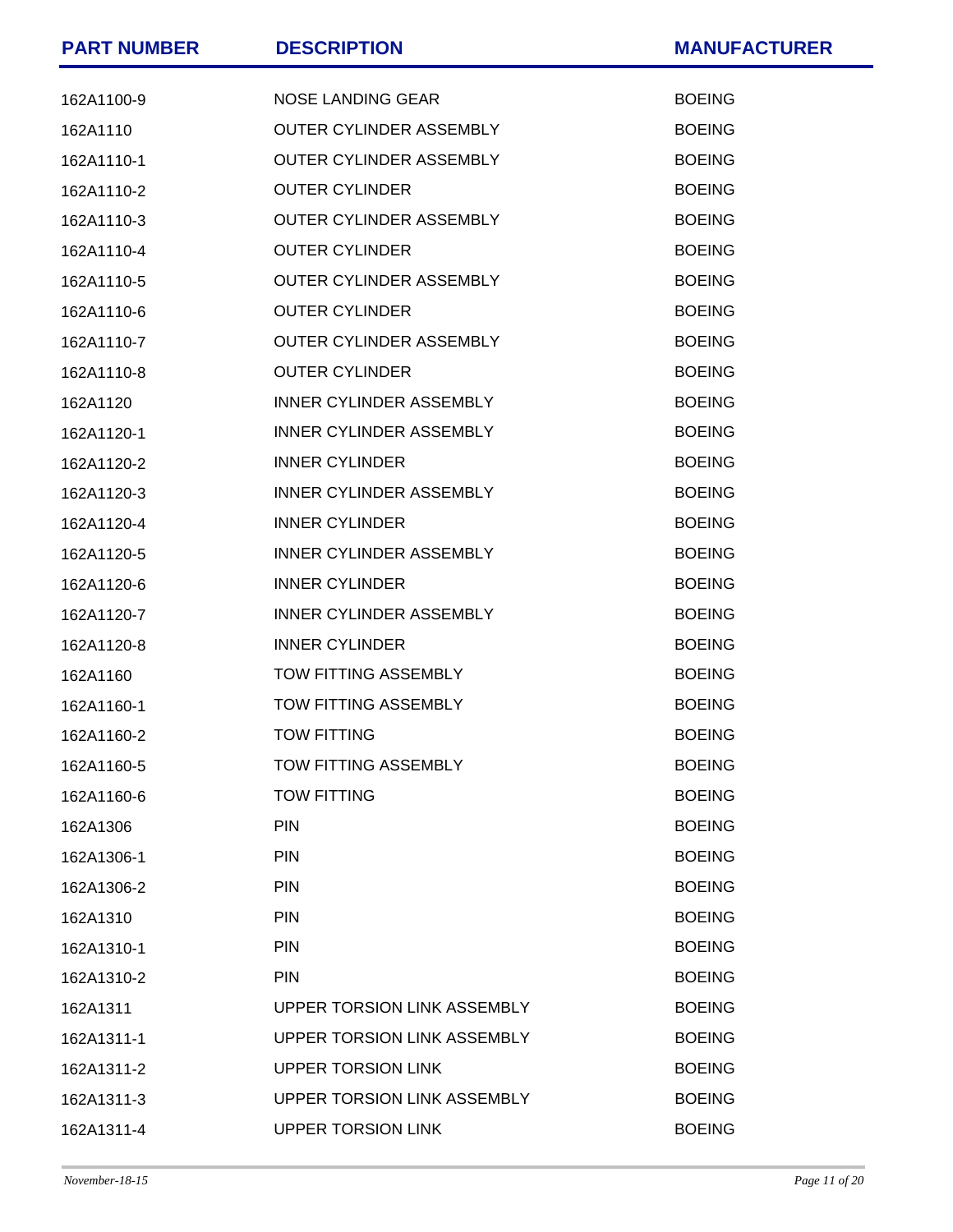| PART NUMBER | DESCRIPTION | MANUFACTURER |
| --- | --- | --- |
| 162A1100-9 | NOSE LANDING GEAR | BOEING |
| 162A1110 | OUTER CYLINDER ASSEMBLY | BOEING |
| 162A1110-1 | OUTER CYLINDER ASSEMBLY | BOEING |
| 162A1110-2 | OUTER CYLINDER | BOEING |
| 162A1110-3 | OUTER CYLINDER ASSEMBLY | BOEING |
| 162A1110-4 | OUTER CYLINDER | BOEING |
| 162A1110-5 | OUTER CYLINDER ASSEMBLY | BOEING |
| 162A1110-6 | OUTER CYLINDER | BOEING |
| 162A1110-7 | OUTER CYLINDER ASSEMBLY | BOEING |
| 162A1110-8 | OUTER CYLINDER | BOEING |
| 162A1120 | INNER CYLINDER ASSEMBLY | BOEING |
| 162A1120-1 | INNER CYLINDER ASSEMBLY | BOEING |
| 162A1120-2 | INNER CYLINDER | BOEING |
| 162A1120-3 | INNER CYLINDER ASSEMBLY | BOEING |
| 162A1120-4 | INNER CYLINDER | BOEING |
| 162A1120-5 | INNER CYLINDER ASSEMBLY | BOEING |
| 162A1120-6 | INNER CYLINDER | BOEING |
| 162A1120-7 | INNER CYLINDER ASSEMBLY | BOEING |
| 162A1120-8 | INNER CYLINDER | BOEING |
| 162A1160 | TOW FITTING ASSEMBLY | BOEING |
| 162A1160-1 | TOW FITTING ASSEMBLY | BOEING |
| 162A1160-2 | TOW FITTING | BOEING |
| 162A1160-5 | TOW FITTING ASSEMBLY | BOEING |
| 162A1160-6 | TOW FITTING | BOEING |
| 162A1306 | PIN | BOEING |
| 162A1306-1 | PIN | BOEING |
| 162A1306-2 | PIN | BOEING |
| 162A1310 | PIN | BOEING |
| 162A1310-1 | PIN | BOEING |
| 162A1310-2 | PIN | BOEING |
| 162A1311 | UPPER TORSION LINK ASSEMBLY | BOEING |
| 162A1311-1 | UPPER TORSION LINK ASSEMBLY | BOEING |
| 162A1311-2 | UPPER TORSION LINK | BOEING |
| 162A1311-3 | UPPER TORSION LINK ASSEMBLY | BOEING |
| 162A1311-4 | UPPER TORSION LINK | BOEING |

*November-18-15*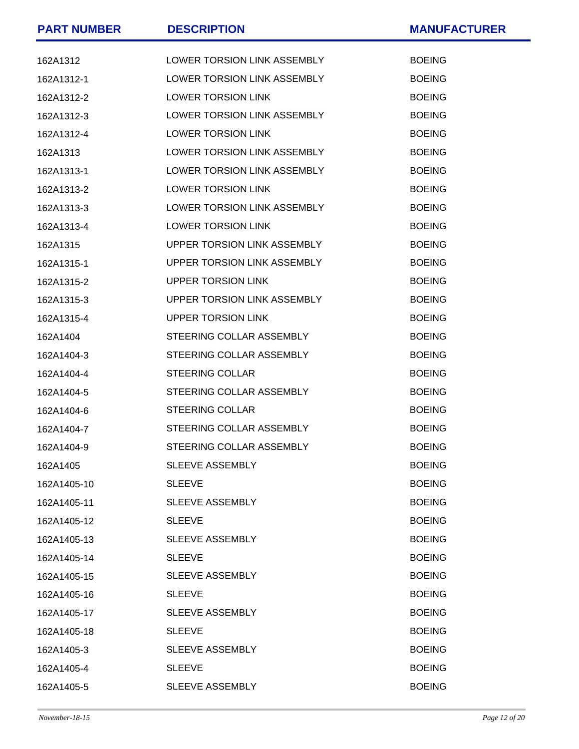| PART NUMBER | DESCRIPTION | MANUFACTURER |
|---|---|---|
| 162A1312 | LOWER TORSION LINK ASSEMBLY | BOEING |
| 162A1312-1 | LOWER TORSION LINK ASSEMBLY | BOEING |
| 162A1312-2 | LOWER TORSION LINK | BOEING |
| 162A1312-3 | LOWER TORSION LINK ASSEMBLY | BOEING |
| 162A1312-4 | LOWER TORSION LINK | BOEING |
| 162A1313 | LOWER TORSION LINK ASSEMBLY | BOEING |
| 162A1313-1 | LOWER TORSION LINK ASSEMBLY | BOEING |
| 162A1313-2 | LOWER TORSION LINK | BOEING |
| 162A1313-3 | LOWER TORSION LINK ASSEMBLY | BOEING |
| 162A1313-4 | LOWER TORSION LINK | BOEING |
| 162A1315 | UPPER TORSION LINK ASSEMBLY | BOEING |
| 162A1315-1 | UPPER TORSION LINK ASSEMBLY | BOEING |
| 162A1315-2 | UPPER TORSION LINK | BOEING |
| 162A1315-3 | UPPER TORSION LINK ASSEMBLY | BOEING |
| 162A1315-4 | UPPER TORSION LINK | BOEING |
| 162A1404 | STEERING COLLAR ASSEMBLY | BOEING |
| 162A1404-3 | STEERING COLLAR ASSEMBLY | BOEING |
| 162A1404-4 | STEERING COLLAR | BOEING |
| 162A1404-5 | STEERING COLLAR ASSEMBLY | BOEING |
| 162A1404-6 | STEERING COLLAR | BOEING |
| 162A1404-7 | STEERING COLLAR ASSEMBLY | BOEING |
| 162A1404-9 | STEERING COLLAR ASSEMBLY | BOEING |
| 162A1405 | SLEEVE ASSEMBLY | BOEING |
| 162A1405-10 | SLEEVE | BOEING |
| 162A1405-11 | SLEEVE ASSEMBLY | BOEING |
| 162A1405-12 | SLEEVE | BOEING |
| 162A1405-13 | SLEEVE ASSEMBLY | BOEING |
| 162A1405-14 | SLEEVE | BOEING |
| 162A1405-15 | SLEEVE ASSEMBLY | BOEING |
| 162A1405-16 | SLEEVE | BOEING |
| 162A1405-17 | SLEEVE ASSEMBLY | BOEING |
| 162A1405-18 | SLEEVE | BOEING |
| 162A1405-3 | SLEEVE ASSEMBLY | BOEING |
| 162A1405-4 | SLEEVE | BOEING |
| 162A1405-5 | SLEEVE ASSEMBLY | BOEING |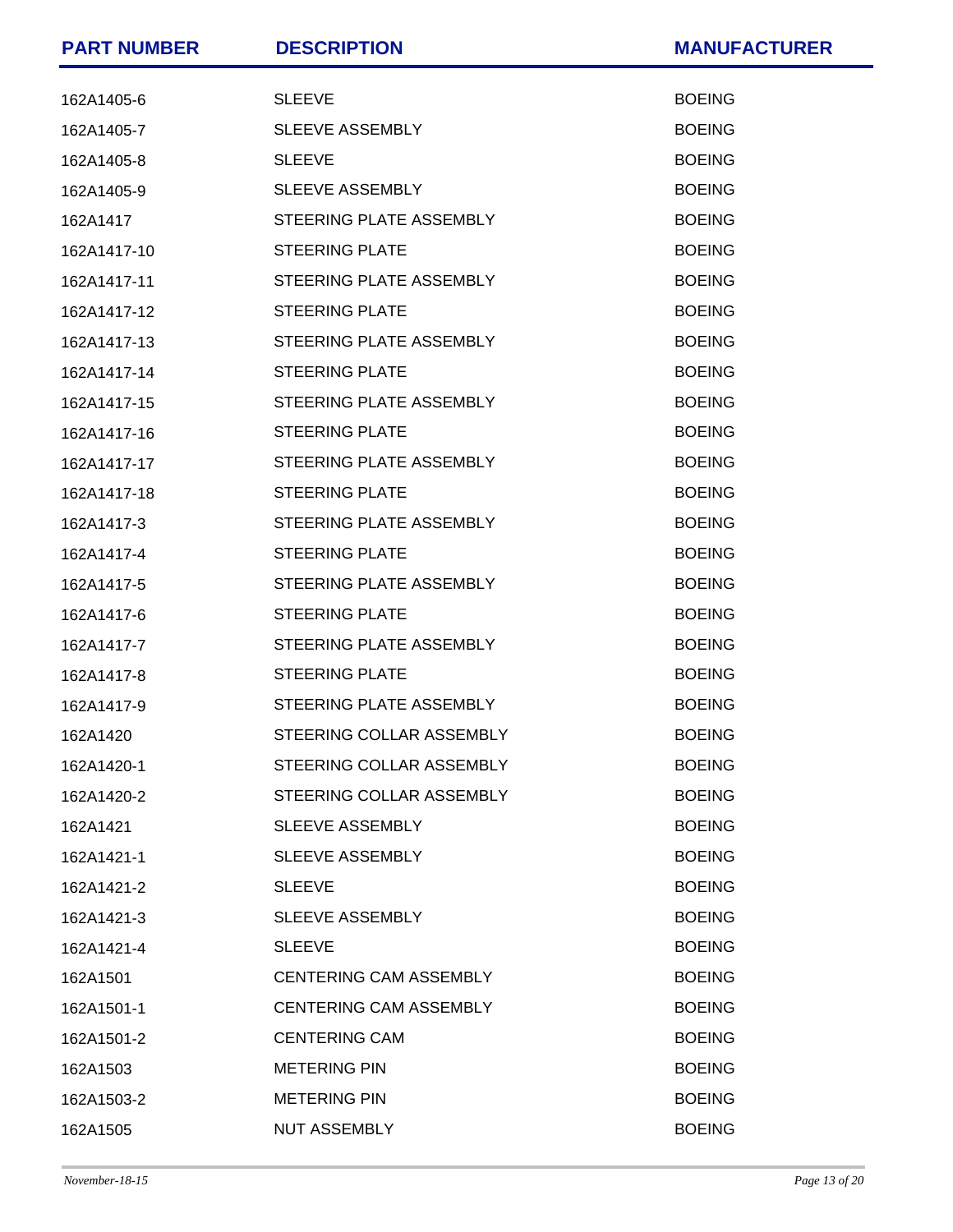| PART NUMBER | DESCRIPTION | MANUFACTURER |
| --- | --- | --- |
| 162A1405-6 | SLEEVE | BOEING |
| 162A1405-7 | SLEEVE ASSEMBLY | BOEING |
| 162A1405-8 | SLEEVE | BOEING |
| 162A1405-9 | SLEEVE ASSEMBLY | BOEING |
| 162A1417 | STEERING PLATE ASSEMBLY | BOEING |
| 162A1417-10 | STEERING PLATE | BOEING |
| 162A1417-11 | STEERING PLATE ASSEMBLY | BOEING |
| 162A1417-12 | STEERING PLATE | BOEING |
| 162A1417-13 | STEERING PLATE ASSEMBLY | BOEING |
| 162A1417-14 | STEERING PLATE | BOEING |
| 162A1417-15 | STEERING PLATE ASSEMBLY | BOEING |
| 162A1417-16 | STEERING PLATE | BOEING |
| 162A1417-17 | STEERING PLATE ASSEMBLY | BOEING |
| 162A1417-18 | STEERING PLATE | BOEING |
| 162A1417-3 | STEERING PLATE ASSEMBLY | BOEING |
| 162A1417-4 | STEERING PLATE | BOEING |
| 162A1417-5 | STEERING PLATE ASSEMBLY | BOEING |
| 162A1417-6 | STEERING PLATE | BOEING |
| 162A1417-7 | STEERING PLATE ASSEMBLY | BOEING |
| 162A1417-8 | STEERING PLATE | BOEING |
| 162A1417-9 | STEERING PLATE ASSEMBLY | BOEING |
| 162A1420 | STEERING COLLAR ASSEMBLY | BOEING |
| 162A1420-1 | STEERING COLLAR ASSEMBLY | BOEING |
| 162A1420-2 | STEERING COLLAR ASSEMBLY | BOEING |
| 162A1421 | SLEEVE ASSEMBLY | BOEING |
| 162A1421-1 | SLEEVE ASSEMBLY | BOEING |
| 162A1421-2 | SLEEVE | BOEING |
| 162A1421-3 | SLEEVE ASSEMBLY | BOEING |
| 162A1421-4 | SLEEVE | BOEING |
| 162A1501 | CENTERING CAM ASSEMBLY | BOEING |
| 162A1501-1 | CENTERING CAM ASSEMBLY | BOEING |
| 162A1501-2 | CENTERING CAM | BOEING |
| 162A1503 | METERING PIN | BOEING |
| 162A1503-2 | METERING PIN | BOEING |
| 162A1505 | NUT ASSEMBLY | BOEING |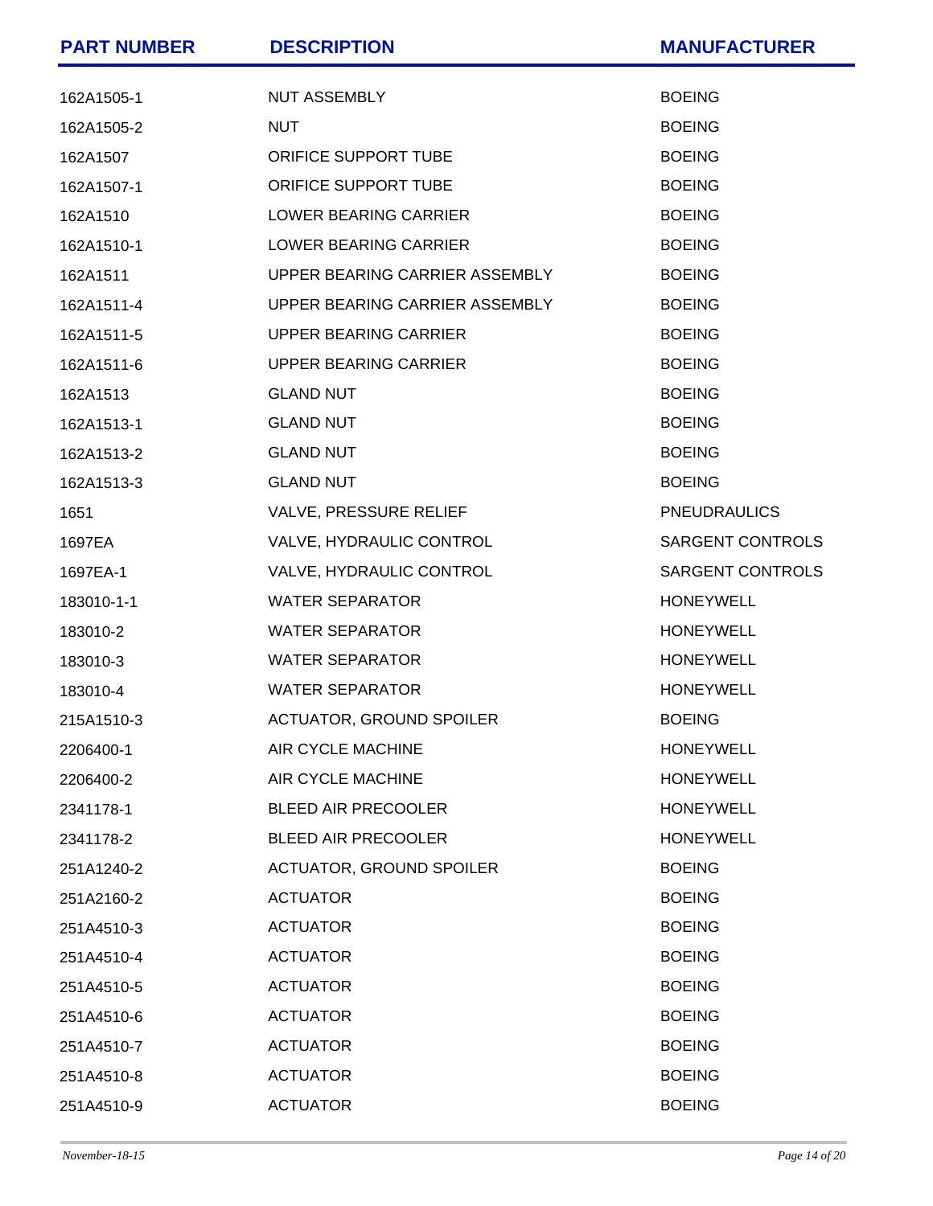| PART NUMBER | DESCRIPTION | MANUFACTURER |
|---|---|---|
| 162A1505-1 | NUT ASSEMBLY | BOEING |
| 162A1505-2 | NUT | BOEING |
| 162A1507 | ORIFICE SUPPORT TUBE | BOEING |
| 162A1507-1 | ORIFICE SUPPORT TUBE | BOEING |
| 162A1510 | LOWER BEARING CARRIER | BOEING |
| 162A1510-1 | LOWER BEARING CARRIER | BOEING |
| 162A1511 | UPPER BEARING CARRIER ASSEMBLY | BOEING |
| 162A1511-4 | UPPER BEARING CARRIER ASSEMBLY | BOEING |
| 162A1511-5 | UPPER BEARING CARRIER | BOEING |
| 162A1511-6 | UPPER BEARING CARRIER | BOEING |
| 162A1513 | GLAND NUT | BOEING |
| 162A1513-1 | GLAND NUT | BOEING |
| 162A1513-2 | GLAND NUT | BOEING |
| 162A1513-3 | GLAND NUT | BOEING |
| 1651 | VALVE, PRESSURE RELIEF | PNEUDRAULICS |
| 1697EA | VALVE, HYDRAULIC CONTROL | SARGENT CONTROLS |
| 1697EA-1 | VALVE, HYDRAULIC CONTROL | SARGENT CONTROLS |
| 183010-1-1 | WATER SEPARATOR | HONEYWELL |
| 183010-2 | WATER SEPARATOR | HONEYWELL |
| 183010-3 | WATER SEPARATOR | HONEYWELL |
| 183010-4 | WATER SEPARATOR | HONEYWELL |
| 215A1510-3 | ACTUATOR, GROUND SPOILER | BOEING |
| 2206400-1 | AIR CYCLE MACHINE | HONEYWELL |
| 2206400-2 | AIR CYCLE MACHINE | HONEYWELL |
| 2341178-1 | BLEED AIR PRECOOLER | HONEYWELL |
| 2341178-2 | BLEED AIR PRECOOLER | HONEYWELL |
| 251A1240-2 | ACTUATOR, GROUND SPOILER | BOEING |
| 251A2160-2 | ACTUATOR | BOEING |
| 251A4510-3 | ACTUATOR | BOEING |
| 251A4510-4 | ACTUATOR | BOEING |
| 251A4510-5 | ACTUATOR | BOEING |
| 251A4510-6 | ACTUATOR | BOEING |
| 251A4510-7 | ACTUATOR | BOEING |
| 251A4510-8 | ACTUATOR | BOEING |
| 251A4510-9 | ACTUATOR | BOEING |

*November-18-15*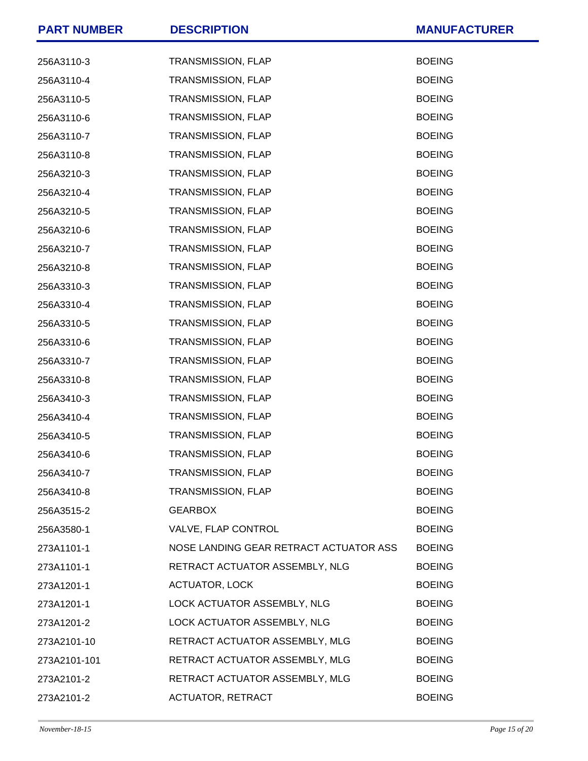| PART NUMBER | DESCRIPTION | MANUFACTURER |
| --- | --- | --- |
| 256A3110-3 | TRANSMISSION, FLAP | BOEING |
| 256A3110-4 | TRANSMISSION, FLAP | BOEING |
| 256A3110-5 | TRANSMISSION, FLAP | BOEING |
| 256A3110-6 | TRANSMISSION, FLAP | BOEING |
| 256A3110-7 | TRANSMISSION, FLAP | BOEING |
| 256A3110-8 | TRANSMISSION, FLAP | BOEING |
| 256A3210-3 | TRANSMISSION, FLAP | BOEING |
| 256A3210-4 | TRANSMISSION, FLAP | BOEING |
| 256A3210-5 | TRANSMISSION, FLAP | BOEING |
| 256A3210-6 | TRANSMISSION, FLAP | BOEING |
| 256A3210-7 | TRANSMISSION, FLAP | BOEING |
| 256A3210-8 | TRANSMISSION, FLAP | BOEING |
| 256A3310-3 | TRANSMISSION, FLAP | BOEING |
| 256A3310-4 | TRANSMISSION, FLAP | BOEING |
| 256A3310-5 | TRANSMISSION, FLAP | BOEING |
| 256A3310-6 | TRANSMISSION, FLAP | BOEING |
| 256A3310-7 | TRANSMISSION, FLAP | BOEING |
| 256A3310-8 | TRANSMISSION, FLAP | BOEING |
| 256A3410-3 | TRANSMISSION, FLAP | BOEING |
| 256A3410-4 | TRANSMISSION, FLAP | BOEING |
| 256A3410-5 | TRANSMISSION, FLAP | BOEING |
| 256A3410-6 | TRANSMISSION, FLAP | BOEING |
| 256A3410-7 | TRANSMISSION, FLAP | BOEING |
| 256A3410-8 | TRANSMISSION, FLAP | BOEING |
| 256A3515-2 | GEARBOX | BOEING |
| 256A3580-1 | VALVE, FLAP CONTROL | BOEING |
| 273A1101-1 | NOSE LANDING GEAR RETRACT ACTUATOR ASS | BOEING |
| 273A1101-1 | RETRACT ACTUATOR ASSEMBLY, NLG | BOEING |
| 273A1201-1 | ACTUATOR, LOCK | BOEING |
| 273A1201-1 | LOCK ACTUATOR ASSEMBLY, NLG | BOEING |
| 273A1201-2 | LOCK ACTUATOR ASSEMBLY, NLG | BOEING |
| 273A2101-10 | RETRACT ACTUATOR ASSEMBLY, MLG | BOEING |
| 273A2101-101 | RETRACT ACTUATOR ASSEMBLY, MLG | BOEING |
| 273A2101-2 | RETRACT ACTUATOR ASSEMBLY, MLG | BOEING |
| 273A2101-2 | ACTUATOR, RETRACT | BOEING |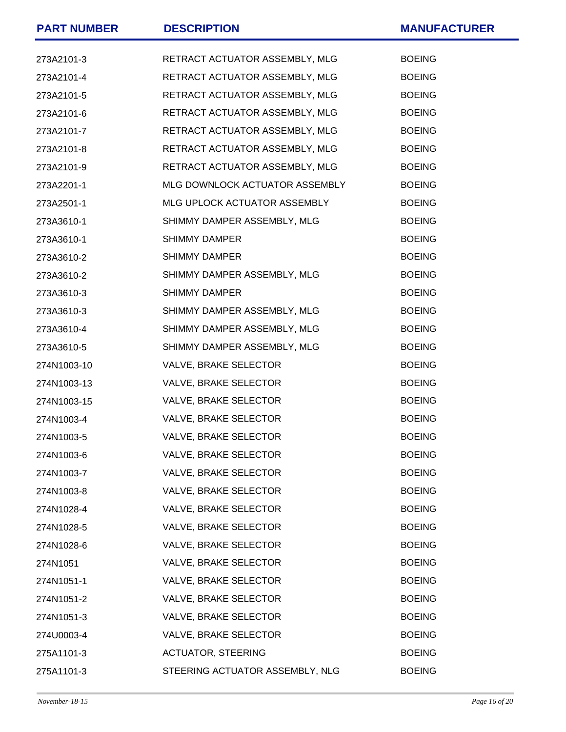| PART NUMBER | DESCRIPTION | MANUFACTURER |
|---|---|---|
| 273A2101-3 | RETRACT ACTUATOR ASSEMBLY, MLG | BOEING |
| 273A2101-4 | RETRACT ACTUATOR ASSEMBLY, MLG | BOEING |
| 273A2101-5 | RETRACT ACTUATOR ASSEMBLY, MLG | BOEING |
| 273A2101-6 | RETRACT ACTUATOR ASSEMBLY, MLG | BOEING |
| 273A2101-7 | RETRACT ACTUATOR ASSEMBLY, MLG | BOEING |
| 273A2101-8 | RETRACT ACTUATOR ASSEMBLY, MLG | BOEING |
| 273A2101-9 | RETRACT ACTUATOR ASSEMBLY, MLG | BOEING |
| 273A2201-1 | MLG DOWNLOCK ACTUATOR ASSEMBLY | BOEING |
| 273A2501-1 | MLG UPLOCK ACTUATOR ASSEMBLY | BOEING |
| 273A3610-1 | SHIMMY DAMPER ASSEMBLY, MLG | BOEING |
| 273A3610-1 | SHIMMY DAMPER | BOEING |
| 273A3610-2 | SHIMMY DAMPER | BOEING |
| 273A3610-2 | SHIMMY DAMPER ASSEMBLY, MLG | BOEING |
| 273A3610-3 | SHIMMY DAMPER | BOEING |
| 273A3610-3 | SHIMMY DAMPER ASSEMBLY, MLG | BOEING |
| 273A3610-4 | SHIMMY DAMPER ASSEMBLY, MLG | BOEING |
| 273A3610-5 | SHIMMY DAMPER ASSEMBLY, MLG | BOEING |
| 274N1003-10 | VALVE, BRAKE SELECTOR | BOEING |
| 274N1003-13 | VALVE, BRAKE SELECTOR | BOEING |
| 274N1003-15 | VALVE, BRAKE SELECTOR | BOEING |
| 274N1003-4 | VALVE, BRAKE SELECTOR | BOEING |
| 274N1003-5 | VALVE, BRAKE SELECTOR | BOEING |
| 274N1003-6 | VALVE, BRAKE SELECTOR | BOEING |
| 274N1003-7 | VALVE, BRAKE SELECTOR | BOEING |
| 274N1003-8 | VALVE, BRAKE SELECTOR | BOEING |
| 274N1028-4 | VALVE, BRAKE SELECTOR | BOEING |
| 274N1028-5 | VALVE, BRAKE SELECTOR | BOEING |
| 274N1028-6 | VALVE, BRAKE SELECTOR | BOEING |
| 274N1051 | VALVE, BRAKE SELECTOR | BOEING |
| 274N1051-1 | VALVE, BRAKE SELECTOR | BOEING |
| 274N1051-2 | VALVE, BRAKE SELECTOR | BOEING |
| 274N1051-3 | VALVE, BRAKE SELECTOR | BOEING |
| 274U0003-4 | VALVE, BRAKE SELECTOR | BOEING |
| 275A1101-3 | ACTUATOR, STEERING | BOEING |
| 275A1101-3 | STEERING ACTUATOR ASSEMBLY, NLG | BOEING |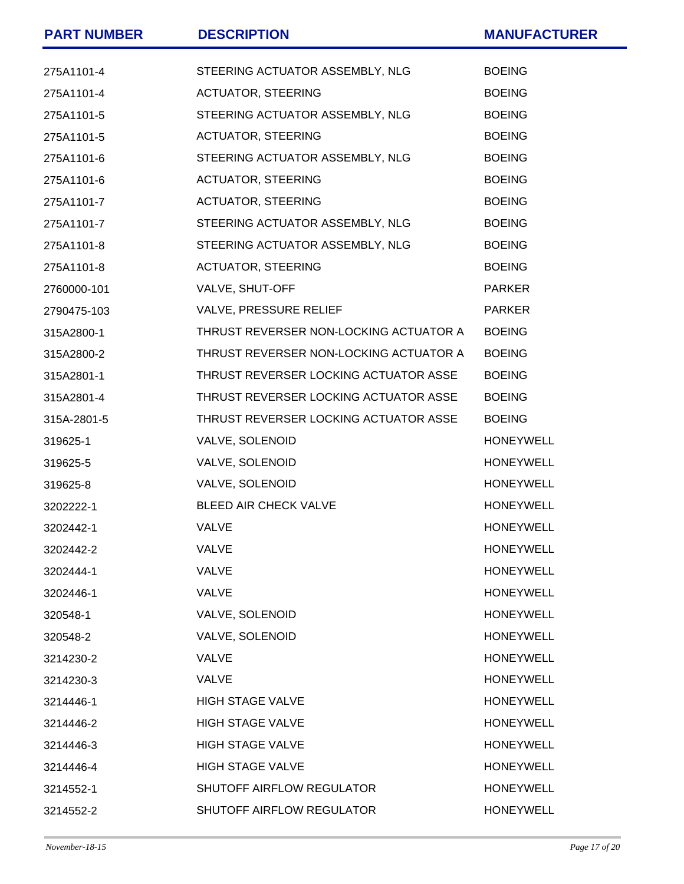| PART NUMBER | DESCRIPTION | MANUFACTURER |
|---|---|---|
| 275A1101-4 | STEERING ACTUATOR ASSEMBLY, NLG | BOEING |
| 275A1101-4 | ACTUATOR, STEERING | BOEING |
| 275A1101-5 | STEERING ACTUATOR ASSEMBLY, NLG | BOEING |
| 275A1101-5 | ACTUATOR, STEERING | BOEING |
| 275A1101-6 | STEERING ACTUATOR ASSEMBLY, NLG | BOEING |
| 275A1101-6 | ACTUATOR, STEERING | BOEING |
| 275A1101-7 | ACTUATOR, STEERING | BOEING |
| 275A1101-7 | STEERING ACTUATOR ASSEMBLY, NLG | BOEING |
| 275A1101-8 | STEERING ACTUATOR ASSEMBLY, NLG | BOEING |
| 275A1101-8 | ACTUATOR, STEERING | BOEING |
| 2760000-101 | VALVE, SHUT-OFF | PARKER |
| 2790475-103 | VALVE, PRESSURE RELIEF | PARKER |
| 315A2800-1 | THRUST REVERSER NON-LOCKING ACTUATOR A | BOEING |
| 315A2800-2 | THRUST REVERSER NON-LOCKING ACTUATOR A | BOEING |
| 315A2801-1 | THRUST REVERSER LOCKING ACTUATOR ASSE | BOEING |
| 315A2801-4 | THRUST REVERSER LOCKING ACTUATOR ASSE | BOEING |
| 315A-2801-5 | THRUST REVERSER LOCKING ACTUATOR ASSE | BOEING |
| 319625-1 | VALVE, SOLENOID | HONEYWELL |
| 319625-5 | VALVE, SOLENOID | HONEYWELL |
| 319625-8 | VALVE, SOLENOID | HONEYWELL |
| 3202222-1 | BLEED AIR CHECK VALVE | HONEYWELL |
| 3202442-1 | VALVE | HONEYWELL |
| 3202442-2 | VALVE | HONEYWELL |
| 3202444-1 | VALVE | HONEYWELL |
| 3202446-1 | VALVE | HONEYWELL |
| 320548-1 | VALVE, SOLENOID | HONEYWELL |
| 320548-2 | VALVE, SOLENOID | HONEYWELL |
| 3214230-2 | VALVE | HONEYWELL |
| 3214230-3 | VALVE | HONEYWELL |
| 3214446-1 | HIGH STAGE VALVE | HONEYWELL |
| 3214446-2 | HIGH STAGE VALVE | HONEYWELL |
| 3214446-3 | HIGH STAGE VALVE | HONEYWELL |
| 3214446-4 | HIGH STAGE VALVE | HONEYWELL |
| 3214552-1 | SHUTOFF AIRFLOW REGULATOR | HONEYWELL |
| 3214552-2 | SHUTOFF AIRFLOW REGULATOR | HONEYWELL |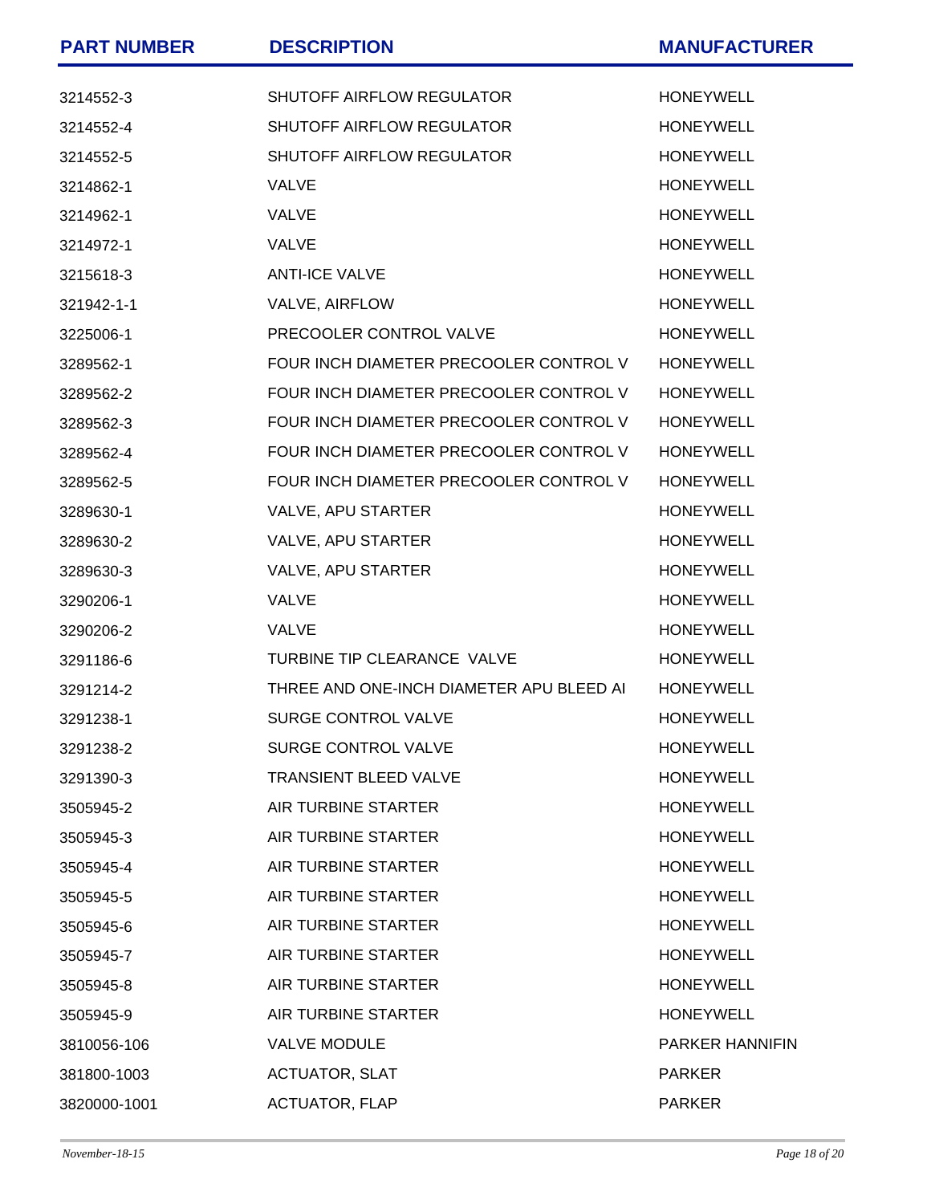| PART NUMBER | DESCRIPTION | MANUFACTURER |
|---|---|---|
| 3214552-3 | SHUTOFF AIRFLOW REGULATOR | HONEYWELL |
| 3214552-4 | SHUTOFF AIRFLOW REGULATOR | HONEYWELL |
| 3214552-5 | SHUTOFF AIRFLOW REGULATOR | HONEYWELL |
| 3214862-1 | VALVE | HONEYWELL |
| 3214962-1 | VALVE | HONEYWELL |
| 3214972-1 | VALVE | HONEYWELL |
| 3215618-3 | ANTI-ICE VALVE | HONEYWELL |
| 321942-1-1 | VALVE, AIRFLOW | HONEYWELL |
| 3225006-1 | PRECOOLER CONTROL VALVE | HONEYWELL |
| 3289562-1 | FOUR INCH DIAMETER PRECOOLER CONTROL V | HONEYWELL |
| 3289562-2 | FOUR INCH DIAMETER PRECOOLER CONTROL V | HONEYWELL |
| 3289562-3 | FOUR INCH DIAMETER PRECOOLER CONTROL V | HONEYWELL |
| 3289562-4 | FOUR INCH DIAMETER PRECOOLER CONTROL V | HONEYWELL |
| 3289562-5 | FOUR INCH DIAMETER PRECOOLER CONTROL V | HONEYWELL |
| 3289630-1 | VALVE, APU STARTER | HONEYWELL |
| 3289630-2 | VALVE, APU STARTER | HONEYWELL |
| 3289630-3 | VALVE, APU STARTER | HONEYWELL |
| 3290206-1 | VALVE | HONEYWELL |
| 3290206-2 | VALVE | HONEYWELL |
| 3291186-6 | TURBINE TIP CLEARANCE VALVE | HONEYWELL |
| 3291214-2 | THREE AND ONE-INCH DIAMETER APU BLEED AI | HONEYWELL |
| 3291238-1 | SURGE CONTROL VALVE | HONEYWELL |
| 3291238-2 | SURGE CONTROL VALVE | HONEYWELL |
| 3291390-3 | TRANSIENT BLEED VALVE | HONEYWELL |
| 3505945-2 | AIR TURBINE STARTER | HONEYWELL |
| 3505945-3 | AIR TURBINE STARTER | HONEYWELL |
| 3505945-4 | AIR TURBINE STARTER | HONEYWELL |
| 3505945-5 | AIR TURBINE STARTER | HONEYWELL |
| 3505945-6 | AIR TURBINE STARTER | HONEYWELL |
| 3505945-7 | AIR TURBINE STARTER | HONEYWELL |
| 3505945-8 | AIR TURBINE STARTER | HONEYWELL |
| 3505945-9 | AIR TURBINE STARTER | HONEYWELL |
| 3810056-106 | VALVE MODULE | PARKER HANNIFIN |
| 381800-1003 | ACTUATOR, SLAT | PARKER |
| 3820000-1001 | ACTUATOR, FLAP | PARKER |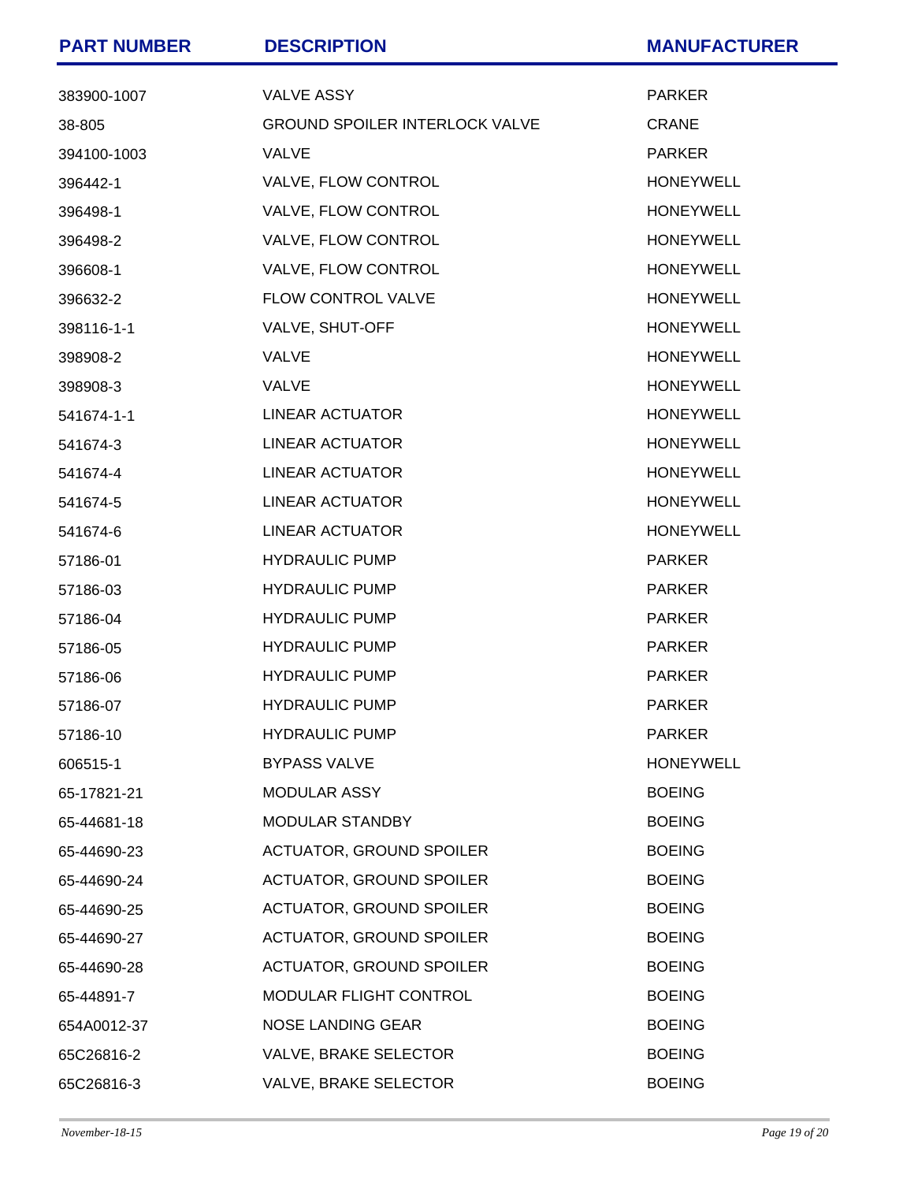| PART NUMBER | DESCRIPTION | MANUFACTURER |
| --- | --- | --- |
| 383900-1007 | VALVE ASSY | PARKER |
| 38-805 | GROUND SPOILER INTERLOCK VALVE | CRANE |
| 394100-1003 | VALVE | PARKER |
| 396442-1 | VALVE, FLOW CONTROL | HONEYWELL |
| 396498-1 | VALVE, FLOW CONTROL | HONEYWELL |
| 396498-2 | VALVE, FLOW CONTROL | HONEYWELL |
| 396608-1 | VALVE, FLOW CONTROL | HONEYWELL |
| 396632-2 | FLOW CONTROL VALVE | HONEYWELL |
| 398116-1-1 | VALVE, SHUT-OFF | HONEYWELL |
| 398908-2 | VALVE | HONEYWELL |
| 398908-3 | VALVE | HONEYWELL |
| 541674-1-1 | LINEAR ACTUATOR | HONEYWELL |
| 541674-3 | LINEAR ACTUATOR | HONEYWELL |
| 541674-4 | LINEAR ACTUATOR | HONEYWELL |
| 541674-5 | LINEAR ACTUATOR | HONEYWELL |
| 541674-6 | LINEAR ACTUATOR | HONEYWELL |
| 57186-01 | HYDRAULIC PUMP | PARKER |
| 57186-03 | HYDRAULIC PUMP | PARKER |
| 57186-04 | HYDRAULIC PUMP | PARKER |
| 57186-05 | HYDRAULIC PUMP | PARKER |
| 57186-06 | HYDRAULIC PUMP | PARKER |
| 57186-07 | HYDRAULIC PUMP | PARKER |
| 57186-10 | HYDRAULIC PUMP | PARKER |
| 606515-1 | BYPASS VALVE | HONEYWELL |
| 65-17821-21 | MODULAR ASSY | BOEING |
| 65-44681-18 | MODULAR STANDBY | BOEING |
| 65-44690-23 | ACTUATOR, GROUND SPOILER | BOEING |
| 65-44690-24 | ACTUATOR, GROUND SPOILER | BOEING |
| 65-44690-25 | ACTUATOR, GROUND SPOILER | BOEING |
| 65-44690-27 | ACTUATOR, GROUND SPOILER | BOEING |
| 65-44690-28 | ACTUATOR, GROUND SPOILER | BOEING |
| 65-44891-7 | MODULAR FLIGHT CONTROL | BOEING |
| 654A0012-37 | NOSE LANDING GEAR | BOEING |
| 65C26816-2 | VALVE, BRAKE SELECTOR | BOEING |
| 65C26816-3 | VALVE, BRAKE SELECTOR | BOEING |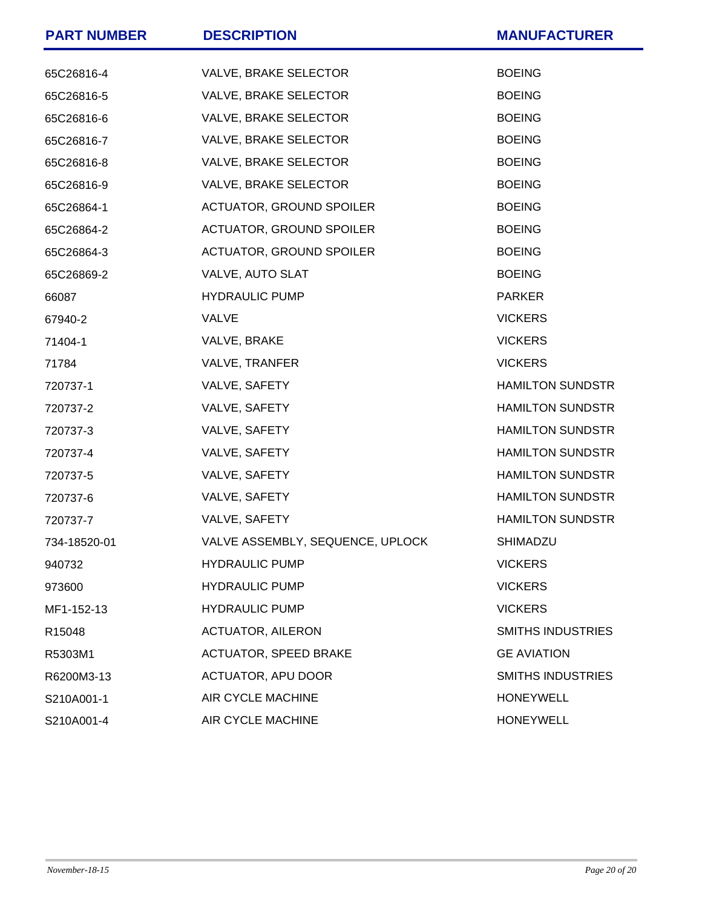| PART NUMBER | DESCRIPTION | MANUFACTURER |
|---|---|---|
| 65C26816-4 | VALVE, BRAKE SELECTOR | BOEING |
| 65C26816-5 | VALVE, BRAKE SELECTOR | BOEING |
| 65C26816-6 | VALVE, BRAKE SELECTOR | BOEING |
| 65C26816-7 | VALVE, BRAKE SELECTOR | BOEING |
| 65C26816-8 | VALVE, BRAKE SELECTOR | BOEING |
| 65C26816-9 | VALVE, BRAKE SELECTOR | BOEING |
| 65C26864-1 | ACTUATOR, GROUND SPOILER | BOEING |
| 65C26864-2 | ACTUATOR, GROUND SPOILER | BOEING |
| 65C26864-3 | ACTUATOR, GROUND SPOILER | BOEING |
| 65C26869-2 | VALVE, AUTO SLAT | BOEING |
| 66087 | HYDRAULIC PUMP | PARKER |
| 67940-2 | VALVE | VICKERS |
| 71404-1 | VALVE, BRAKE | VICKERS |
| 71784 | VALVE, TRANFER | VICKERS |
| 720737-1 | VALVE, SAFETY | HAMILTON SUNDSTR |
| 720737-2 | VALVE, SAFETY | HAMILTON SUNDSTR |
| 720737-3 | VALVE, SAFETY | HAMILTON SUNDSTR |
| 720737-4 | VALVE, SAFETY | HAMILTON SUNDSTR |
| 720737-5 | VALVE, SAFETY | HAMILTON SUNDSTR |
| 720737-6 | VALVE, SAFETY | HAMILTON SUNDSTR |
| 720737-7 | VALVE, SAFETY | HAMILTON SUNDSTR |
| 734-18520-01 | VALVE ASSEMBLY, SEQUENCE, UPLOCK | SHIMADZU |
| 940732 | HYDRAULIC PUMP | VICKERS |
| 973600 | HYDRAULIC PUMP | VICKERS |
| MF1-152-13 | HYDRAULIC PUMP | VICKERS |
| R15048 | ACTUATOR, AILERON | SMITHS INDUSTRIES |
| R5303M1 | ACTUATOR, SPEED BRAKE | GE AVIATION |
| R6200M3-13 | ACTUATOR, APU DOOR | SMITHS INDUSTRIES |
| S210A001-1 | AIR CYCLE MACHINE | HONEYWELL |
| S210A001-4 | AIR CYCLE MACHINE | HONEYWELL |